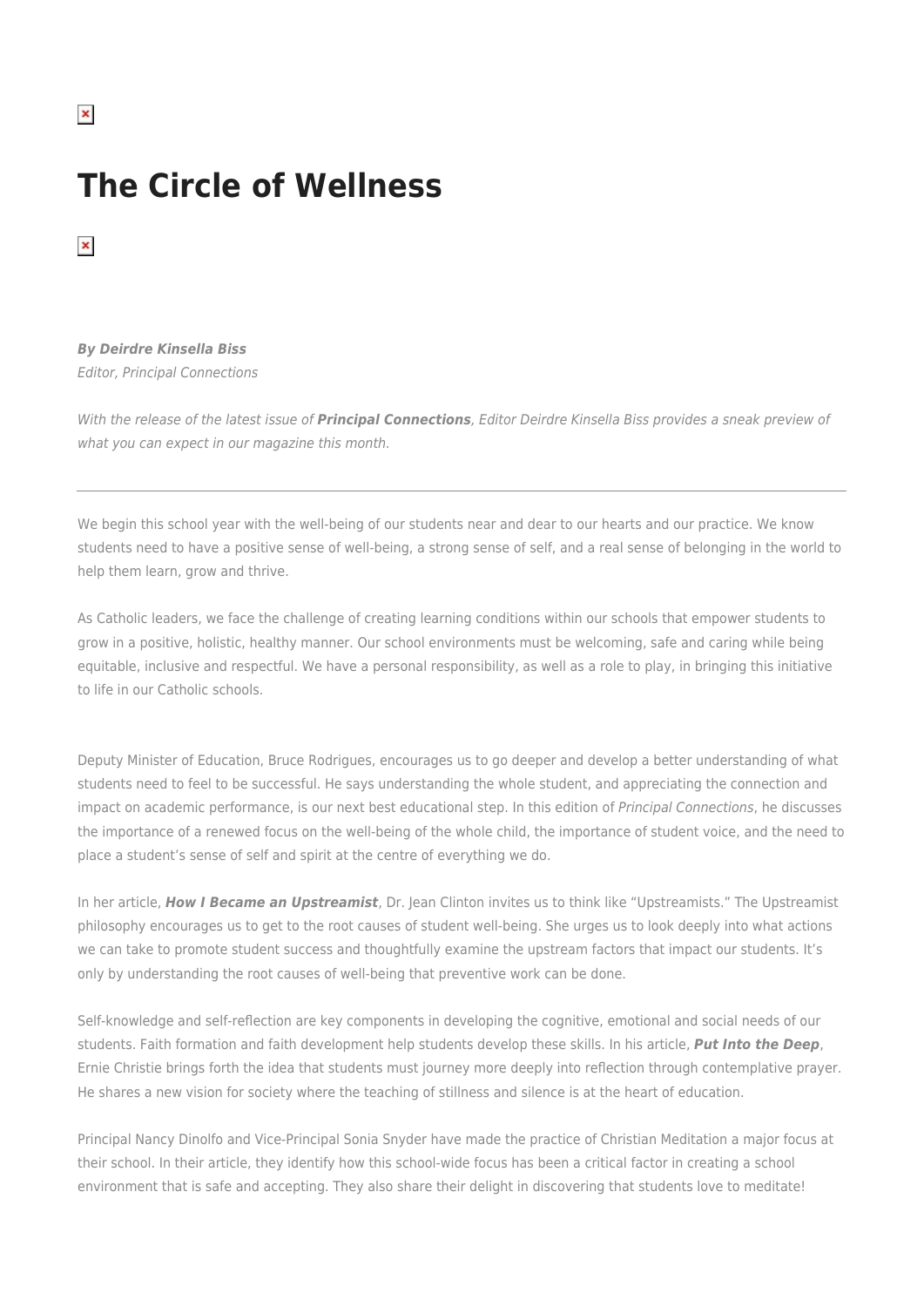# The Circle of Wellness

***By Deirdre Kinsella Biss***
*Editor, Principal Connections*

*With the release of the latest issue of **Principal Connections**, Editor Deirdre Kinsella Biss provides a sneak preview of what you can expect in our magazine this month.*

---

We begin this school year with the well-being of our students near and dear to our hearts and our practice. We know students need to have a positive sense of well-being, a strong sense of self, and a real sense of belonging in the world to help them learn, grow and thrive.

As Catholic leaders, we face the challenge of creating learning conditions within our schools that empower students to grow in a positive, holistic, healthy manner. Our school environments must be welcoming, safe and caring while being equitable, inclusive and respectful. We have a personal responsibility, as well as a role to play, in bringing this initiative to life in our Catholic schools.

Deputy Minister of Education, Bruce Rodrigues, encourages us to go deeper and develop a better understanding of what students need to feel to be successful. He says understanding the whole student, and appreciating the connection and impact on academic performance, is our next best educational step. In this edition of *Principal Connections*, he discusses the importance of a renewed focus on the well-being of the whole child, the importance of student voice, and the need to place a student's sense of self and spirit at the centre of everything we do.

In her article, ***How I Became an Upstreamist***, Dr. Jean Clinton invites us to think like "Upstreamists." The Upstreamist philosophy encourages us to get to the root causes of student well-being. She urges us to look deeply into what actions we can take to promote student success and thoughtfully examine the upstream factors that impact our students. It's only by understanding the root causes of well-being that preventive work can be done.

Self-knowledge and self-reflection are key components in developing the cognitive, emotional and social needs of our students. Faith formation and faith development help students develop these skills. In his article, ***Put Into the Deep***, Ernie Christie brings forth the idea that students must journey more deeply into reflection through contemplative prayer. He shares a new vision for society where the teaching of stillness and silence is at the heart of education.

Principal Nancy Dinolfo and Vice-Principal Sonia Snyder have made the practice of Christian Meditation a major focus at their school. In their article, they identify how this school-wide focus has been a critical factor in creating a school environment that is safe and accepting. They also share their delight in discovering that students love to meditate!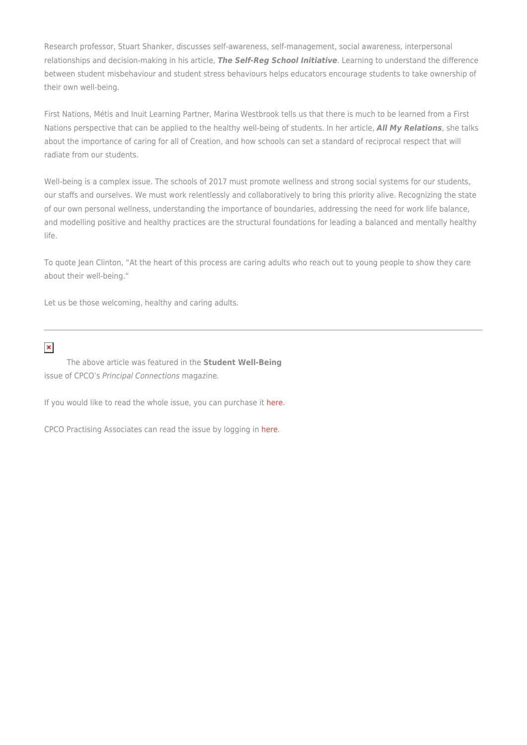Research professor, Stuart Shanker, discusses self-awareness, self-management, social awareness, interpersonal relationships and decision-making in his article, ***The Self-Reg School Initiative***. Learning to understand the difference between student misbehaviour and student stress behaviours helps educators encourage students to take ownership of their own well-being.

First Nations, Métis and Inuit Learning Partner, Marina Westbrook tells us that there is much to be learned from a First Nations perspective that can be applied to the healthy well-being of students. In her article, ***All My Relations***, she talks about the importance of caring for all of Creation, and how schools can set a standard of reciprocal respect that will radiate from our students.

Well-being is a complex issue. The schools of 2017 must promote wellness and strong social systems for our students, our staffs and ourselves. We must work relentlessly and collaboratively to bring this priority alive. Recognizing the state of our own personal wellness, understanding the importance of boundaries, addressing the need for work life balance, and modelling positive and healthy practices are the structural foundations for leading a balanced and mentally healthy life.

To quote Jean Clinton, "At the heart of this process are caring adults who reach out to young people to show they care about their well-being."

Let us be those welcoming, healthy and caring adults.

---

The above article was featured in the **Student Well-Being** issue of CPCO's *Principal Connections* magazine.

If you would like to read the whole issue, you can purchase it here.

CPCO Practising Associates can read the issue by logging in here.